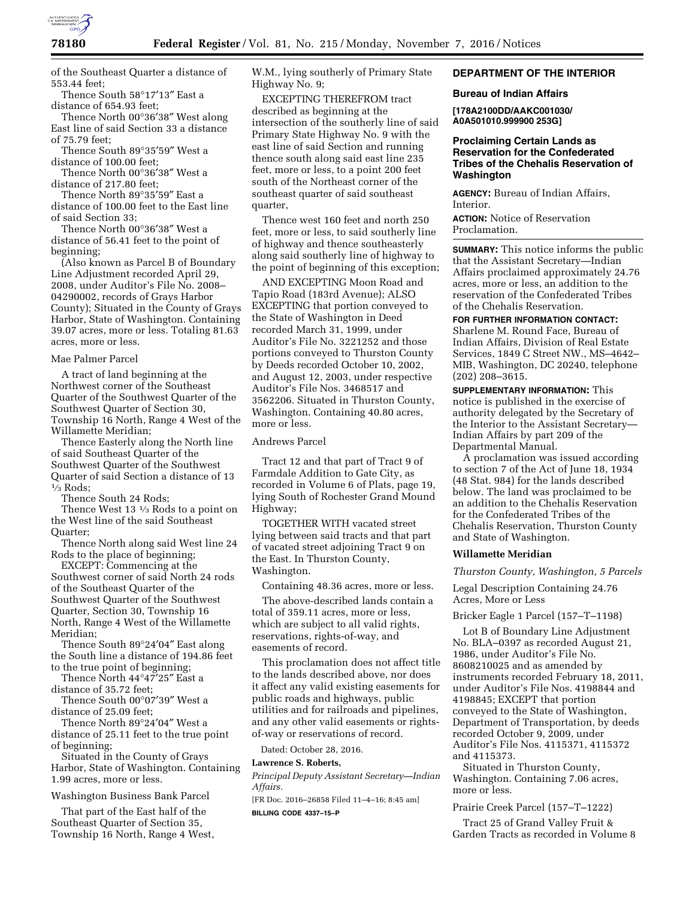of the Southeast Quarter a distance of 553.44 feet;

Thence South 58°17′13″ East a distance of 654.93 feet;

Thence North 00°36′38″ West along East line of said Section 33 a distance of 75.79 feet;

Thence South 89°35′59″ West a distance of 100.00 feet;

Thence North 00°36′38″ West a distance of 217.80 feet;

Thence North 89°35′59″ East a distance of 100.00 feet to the East line of said Section 33;

Thence North 00°36′38″ West a distance of 56.41 feet to the point of beginning;

(Also known as Parcel B of Boundary Line Adjustment recorded April 29, 2008, under Auditor's File No. 2008–04290002, records of Grays Harbor County); Situated in the County of Grays Harbor, State of Washington. Containing 39.07 acres, more or less. Totaling 81.63 acres, more or less.

Mae Palmer Parcel

A tract of land beginning at the Northwest corner of the Southeast Quarter of the Southwest Quarter of the Southwest Quarter of Section 30, Township 16 North, Range 4 West of the Willamette Meridian;

Thence Easterly along the North line of said Southeast Quarter of the Southwest Quarter of the Southwest Quarter of said Section a distance of 13 ⅓ Rods;

Thence South 24 Rods;

Thence West 13 ⅓ Rods to a point on the West line of the said Southeast Quarter;

Thence North along said West line 24 Rods to the place of beginning;

EXCEPT: Commencing at the Southwest corner of said North 24 rods of the Southeast Quarter of the Southwest Quarter of the Southwest Quarter, Section 30, Township 16 North, Range 4 West of the Willamette Meridian;

Thence South 89°24′04″ East along the South line a distance of 194.86 feet to the true point of beginning;

Thence North 44°47′25″ East a distance of 35.72 feet;

Thence South 00°07′39″ West a distance of 25.09 feet;

Thence North 89°24′04″ West a distance of 25.11 feet to the true point of beginning;

Situated in the County of Grays Harbor, State of Washington. Containing 1.99 acres, more or less.

Washington Business Bank Parcel

That part of the East half of the Southeast Quarter of Section 35, Township 16 North, Range 4 West, W.M., lying southerly of Primary State Highway No. 9;

EXCEPTING THEREFROM tract described as beginning at the intersection of the southerly line of said Primary State Highway No. 9 with the east line of said Section and running thence south along said east line 235 feet, more or less, to a point 200 feet south of the Northeast corner of the southeast quarter of said southeast quarter,

Thence west 160 feet and north 250 feet, more or less, to said southerly line of highway and thence southeasterly along said southerly line of highway to the point of beginning of this exception;

AND EXCEPTING Moon Road and Tapio Road (183rd Avenue); ALSO EXCEPTING that portion conveyed to the State of Washington in Deed recorded March 31, 1999, under Auditor's File No. 3221252 and those portions conveyed to Thurston County by Deeds recorded October 10, 2002, and August 12, 2003, under respective Auditor's File Nos. 3468517 and 3562206. Situated in Thurston County, Washington. Containing 40.80 acres, more or less.

Andrews Parcel

Tract 12 and that part of Tract 9 of Farmdale Addition to Gate City, as recorded in Volume 6 of Plats, page 19, lying South of Rochester Grand Mound Highway;

TOGETHER WITH vacated street lying between said tracts and that part of vacated street adjoining Tract 9 on the East. In Thurston County, Washington.

Containing 48.36 acres, more or less.

The above-described lands contain a total of 359.11 acres, more or less, which are subject to all valid rights, reservations, rights-of-way, and easements of record.

This proclamation does not affect title to the lands described above, nor does it affect any valid existing easements for public roads and highways, public utilities and for railroads and pipelines, and any other valid easements or rights-of-way or reservations of record.

Dated: October 28, 2016.

**Lawrence S. Roberts,**

*Principal Deputy Assistant Secretary—Indian Affairs.*

[FR Doc. 2016–26858 Filed 11–4–16; 8:45 am]

**BILLING CODE 4337–15–P**

## DEPARTMENT OF THE INTERIOR

### Bureau of Indian Affairs

**[178A2100DD/AAKC001030/A0A501010.999900 253G]**

### Proclaiming Certain Lands as Reservation for the Confederated Tribes of the Chehalis Reservation of Washington

**AGENCY:** Bureau of Indian Affairs, Interior.

**ACTION:** Notice of Reservation Proclamation.

**SUMMARY:** This notice informs the public that the Assistant Secretary—Indian Affairs proclaimed approximately 24.76 acres, more or less, an addition to the reservation of the Confederated Tribes of the Chehalis Reservation.

**FOR FURTHER INFORMATION CONTACT:** Sharlene M. Round Face, Bureau of Indian Affairs, Division of Real Estate Services, 1849 C Street NW., MS–4642–MIB, Washington, DC 20240, telephone (202) 208–3615.

**SUPPLEMENTARY INFORMATION:** This notice is published in the exercise of authority delegated by the Secretary of the Interior to the Assistant Secretary—Indian Affairs by part 209 of the Departmental Manual.

A proclamation was issued according to section 7 of the Act of June 18, 1934 (48 Stat. 984) for the lands described below. The land was proclaimed to be an addition to the Chehalis Reservation for the Confederated Tribes of the Chehalis Reservation, Thurston County and State of Washington.

#### Willamette Meridian

*Thurston County, Washington, 5 Parcels*

Legal Description Containing 24.76 Acres, More or Less

Bricker Eagle 1 Parcel (157–T–1198)

Lot B of Boundary Line Adjustment No. BLA–0397 as recorded August 21, 1986, under Auditor's File No. 8608210025 and as amended by instruments recorded February 18, 2011, under Auditor's File Nos. 4198844 and 4198845; EXCEPT that portion conveyed to the State of Washington, Department of Transportation, by deeds recorded October 9, 2009, under Auditor's File Nos. 4115371, 4115372 and 4115373.

Situated in Thurston County, Washington. Containing 7.06 acres, more or less.

Prairie Creek Parcel (157–T–1222)

Tract 25 of Grand Valley Fruit & Garden Tracts as recorded in Volume 8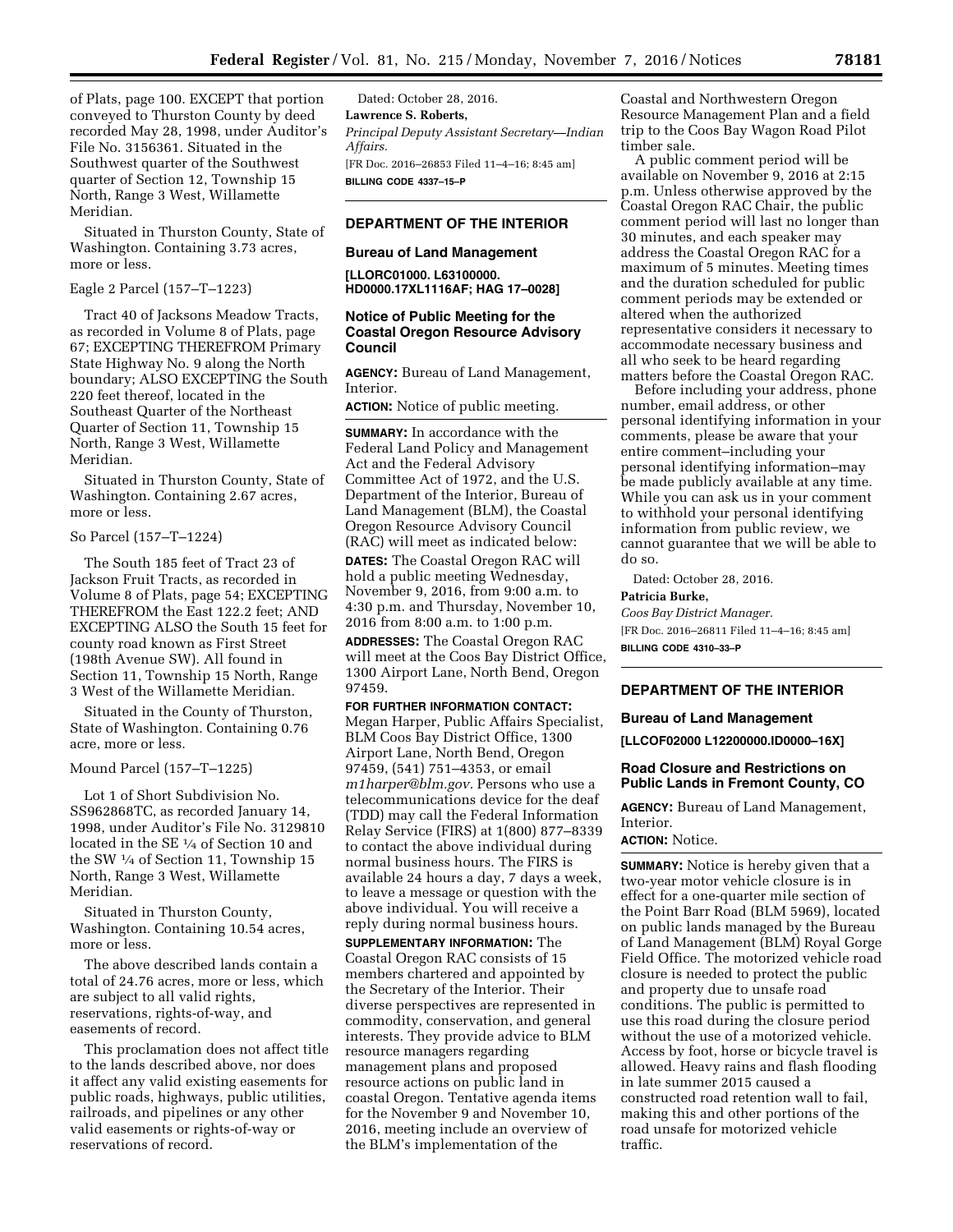of Plats, page 100. EXCEPT that portion conveyed to Thurston County by deed recorded May 28, 1998, under Auditor's File No. 3156361. Situated in the Southwest quarter of the Southwest quarter of Section 12, Township 15 North, Range 3 West, Willamette Meridian.

Situated in Thurston County, State of Washington. Containing 3.73 acres, more or less.

Eagle 2 Parcel (157–T–1223)

Tract 40 of Jacksons Meadow Tracts, as recorded in Volume 8 of Plats, page 67; EXCEPTING THEREFROM Primary State Highway No. 9 along the North boundary; ALSO EXCEPTING the South 220 feet thereof, located in the Southeast Quarter of the Northeast Quarter of Section 11, Township 15 North, Range 3 West, Willamette Meridian.

Situated in Thurston County, State of Washington. Containing 2.67 acres, more or less.

So Parcel (157–T–1224)

The South 185 feet of Tract 23 of Jackson Fruit Tracts, as recorded in Volume 8 of Plats, page 54; EXCEPTING THEREFROM the East 122.2 feet; AND EXCEPTING ALSO the South 15 feet for county road known as First Street (198th Avenue SW). All found in Section 11, Township 15 North, Range 3 West of the Willamette Meridian.

Situated in the County of Thurston, State of Washington. Containing 0.76 acre, more or less.

Mound Parcel (157–T–1225)

Lot 1 of Short Subdivision No. SS962868TC, as recorded January 14, 1998, under Auditor's File No. 3129810 located in the SE ¼ of Section 10 and the SW ¼ of Section 11, Township 15 North, Range 3 West, Willamette Meridian.

Situated in Thurston County, Washington. Containing 10.54 acres, more or less.

The above described lands contain a total of 24.76 acres, more or less, which are subject to all valid rights, reservations, rights-of-way, and easements of record.

This proclamation does not affect title to the lands described above, nor does it affect any valid existing easements for public roads, highways, public utilities, railroads, and pipelines or any other valid easements or rights-of-way or reservations of record.

Dated: October 28, 2016.

**Lawrence S. Roberts,**

*Principal Deputy Assistant Secretary—Indian Affairs.*

[FR Doc. 2016–26853 Filed 11–4–16; 8:45 am]

**BILLING CODE 4337–15–P**

## DEPARTMENT OF THE INTERIOR

### Bureau of Land Management

**[LLORC01000. L63100000. HD0000.17XL1116AF; HAG 17–0028]**

### Notice of Public Meeting for the Coastal Oregon Resource Advisory Council

**AGENCY:** Bureau of Land Management, Interior.

**ACTION:** Notice of public meeting.

**SUMMARY:** In accordance with the Federal Land Policy and Management Act and the Federal Advisory Committee Act of 1972, and the U.S. Department of the Interior, Bureau of Land Management (BLM), the Coastal Oregon Resource Advisory Council (RAC) will meet as indicated below:

**DATES:** The Coastal Oregon RAC will hold a public meeting Wednesday, November 9, 2016, from 9:00 a.m. to 4:30 p.m. and Thursday, November 10, 2016 from 8:00 a.m. to 1:00 p.m.

**ADDRESSES:** The Coastal Oregon RAC will meet at the Coos Bay District Office, 1300 Airport Lane, North Bend, Oregon 97459.

**FOR FURTHER INFORMATION CONTACT:** Megan Harper, Public Affairs Specialist, BLM Coos Bay District Office, 1300 Airport Lane, North Bend, Oregon 97459, (541) 751–4353, or email *m1harper@blm.gov.* Persons who use a telecommunications device for the deaf (TDD) may call the Federal Information Relay Service (FIRS) at 1(800) 877–8339 to contact the above individual during normal business hours. The FIRS is available 24 hours a day, 7 days a week, to leave a message or question with the above individual. You will receive a reply during normal business hours.

**SUPPLEMENTARY INFORMATION:** The Coastal Oregon RAC consists of 15 members chartered and appointed by the Secretary of the Interior. Their diverse perspectives are represented in commodity, conservation, and general interests. They provide advice to BLM resource managers regarding management plans and proposed resource actions on public land in coastal Oregon. Tentative agenda items for the November 9 and November 10, 2016, meeting include an overview of the BLM's implementation of the Coastal and Northwestern Oregon Resource Management Plan and a field trip to the Coos Bay Wagon Road Pilot timber sale.

A public comment period will be available on November 9, 2016 at 2:15 p.m. Unless otherwise approved by the Coastal Oregon RAC Chair, the public comment period will last no longer than 30 minutes, and each speaker may address the Coastal Oregon RAC for a maximum of 5 minutes. Meeting times and the duration scheduled for public comment periods may be extended or altered when the authorized representative considers it necessary to accommodate necessary business and all who seek to be heard regarding matters before the Coastal Oregon RAC.

Before including your address, phone number, email address, or other personal identifying information in your comments, please be aware that your entire comment–including your personal identifying information–may be made publicly available at any time. While you can ask us in your comment to withhold your personal identifying information from public review, we cannot guarantee that we will be able to do so.

Dated: October 28, 2016.

**Patricia Burke,**

*Coos Bay District Manager.*

[FR Doc. 2016–26811 Filed 11–4–16; 8:45 am]

**BILLING CODE 4310–33–P**

## DEPARTMENT OF THE INTERIOR

### Bureau of Land Management

**[LLCOF02000 L12200000.ID0000–16X]**

### Road Closure and Restrictions on Public Lands in Fremont County, CO

**AGENCY:** Bureau of Land Management, Interior.

**ACTION:** Notice.

**SUMMARY:** Notice is hereby given that a two-year motor vehicle closure is in effect for a one-quarter mile section of the Point Barr Road (BLM 5969), located on public lands managed by the Bureau of Land Management (BLM) Royal Gorge Field Office. The motorized vehicle road closure is needed to protect the public and property due to unsafe road conditions. The public is permitted to use this road during the closure period without the use of a motorized vehicle. Access by foot, horse or bicycle travel is allowed. Heavy rains and flash flooding in late summer 2015 caused a constructed road retention wall to fail, making this and other portions of the road unsafe for motorized vehicle traffic.